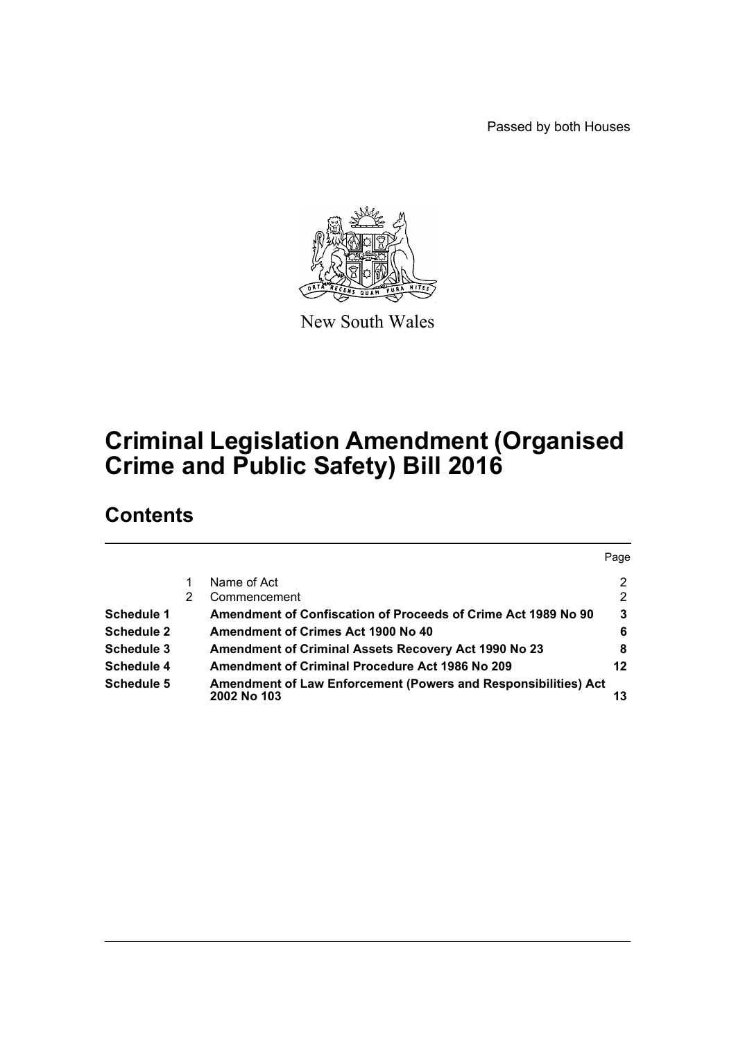Passed by both Houses

New South Wales

# Criminal Legislation Amendment (Organised Crime and Public Safety) Bill 2016

## Contents

| | | | Page |
|---|---|---|---|
| | 1 | Name of Act | 2 |
| | 2 | Commencement | 2 |
| **Schedule 1** | | **Amendment of Confiscation of Proceeds of Crime Act 1989 No 90** | **3** |
| **Schedule 2** | | **Amendment of Crimes Act 1900 No 40** | **6** |
| **Schedule 3** | | **Amendment of Criminal Assets Recovery Act 1990 No 23** | **8** |
| **Schedule 4** | | **Amendment of Criminal Procedure Act 1986 No 209** | **12** |
| **Schedule 5** | | **Amendment of Law Enforcement (Powers and Responsibilities) Act 2002 No 103** | **13** |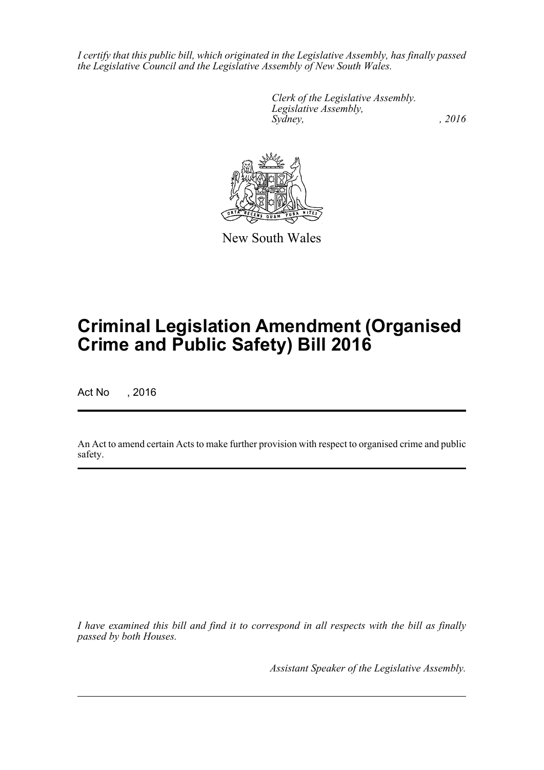*I certify that this public bill, which originated in the Legislative Assembly, has finally passed the Legislative Council and the Legislative Assembly of New South Wales.*

*Clerk of the Legislative Assembly.*
*Legislative Assembly,*
*Sydney, , 2016*

New South Wales

# Criminal Legislation Amendment (Organised Crime and Public Safety) Bill 2016

Act No , 2016

An Act to amend certain Acts to make further provision with respect to organised crime and public safety.

*I have examined this bill and find it to correspond in all respects with the bill as finally passed by both Houses.*

*Assistant Speaker of the Legislative Assembly.*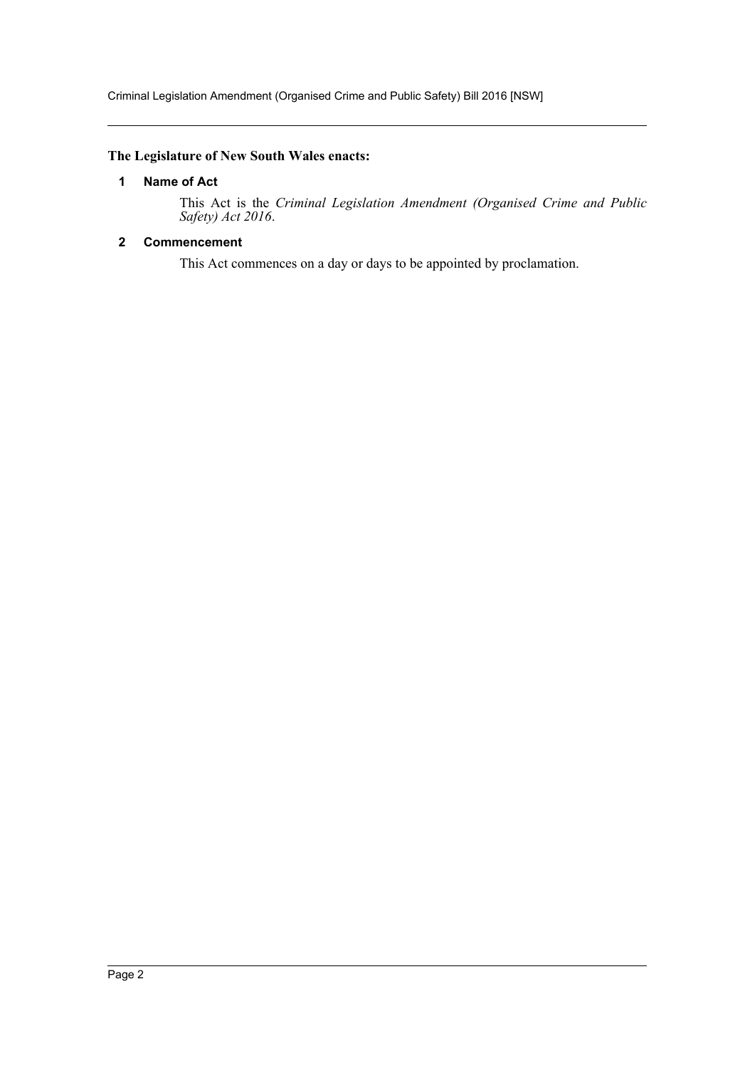**The Legislature of New South Wales enacts:**

### 1 Name of Act

This Act is the *Criminal Legislation Amendment (Organised Crime and Public Safety) Act 2016*.

### 2 Commencement

This Act commences on a day or days to be appointed by proclamation.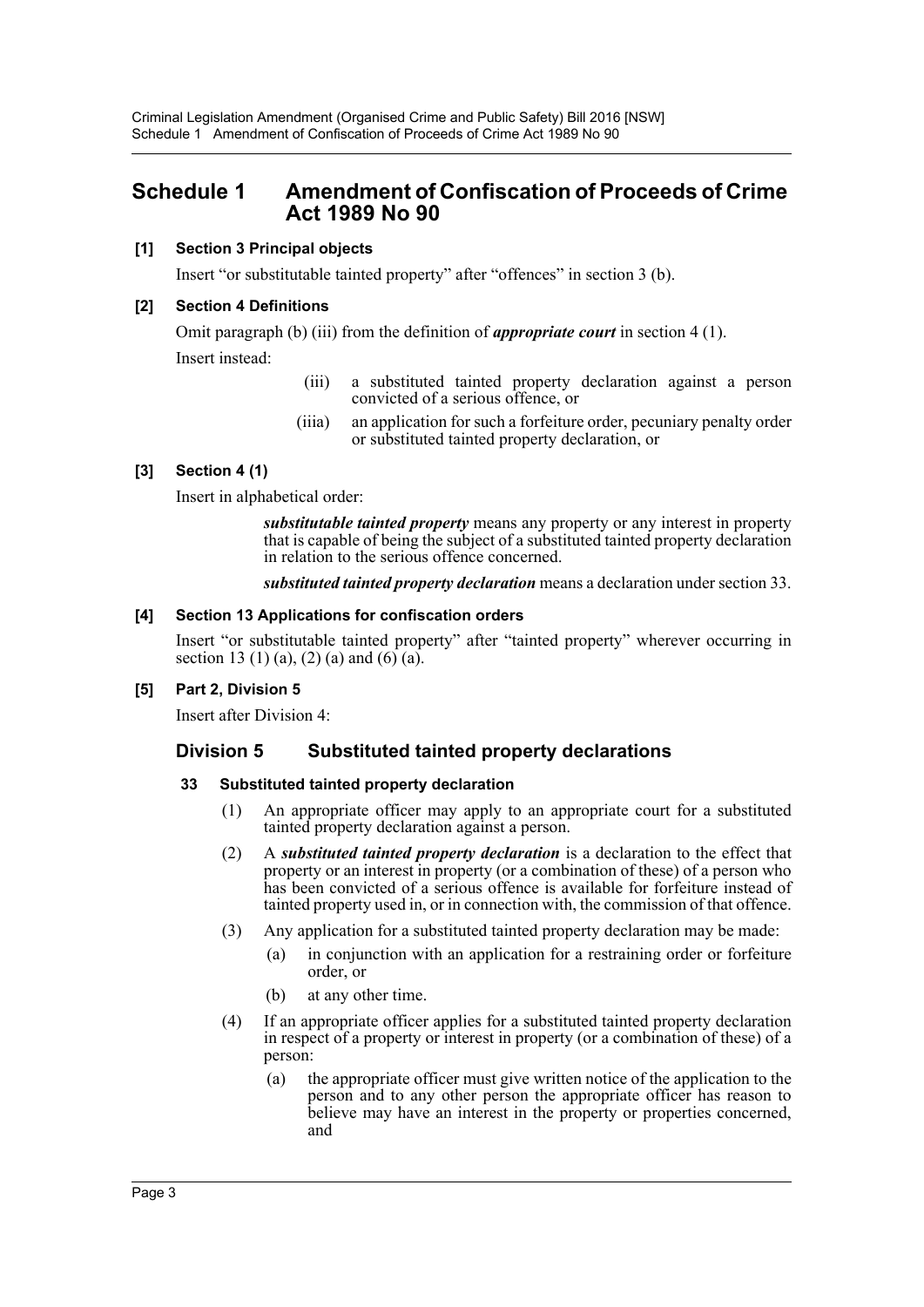## Schedule 1 Amendment of Confiscation of Proceeds of Crime Act 1989 No 90

**[1] Section 3 Principal objects**

Insert "or substitutable tainted property" after "offences" in section 3 (b).

**[2] Section 4 Definitions**

Omit paragraph (b) (iii) from the definition of ***appropriate court*** in section 4 (1).

Insert instead:

> (iii) a substituted tainted property declaration against a person convicted of a serious offence, or
>
> (iiia) an application for such a forfeiture order, pecuniary penalty order or substituted tainted property declaration, or

**[3] Section 4 (1)**

Insert in alphabetical order:

> ***substitutable tainted property*** means any property or any interest in property that is capable of being the subject of a substituted tainted property declaration in relation to the serious offence concerned.
>
> ***substituted tainted property declaration*** means a declaration under section 33.

**[4] Section 13 Applications for confiscation orders**

Insert "or substitutable tainted property" after "tainted property" wherever occurring in section 13 (1) (a), (2) (a) and (6) (a).

**[5] Part 2, Division 5**

Insert after Division 4:

### Division 5 Substituted tainted property declarations

**33 Substituted tainted property declaration**

(1) An appropriate officer may apply to an appropriate court for a substituted tainted property declaration against a person.

(2) A ***substituted tainted property declaration*** is a declaration to the effect that property or an interest in property (or a combination of these) of a person who has been convicted of a serious offence is available for forfeiture instead of tainted property used in, or in connection with, the commission of that offence.

(3) Any application for a substituted tainted property declaration may be made:

- (a) in conjunction with an application for a restraining order or forfeiture order, or
- (b) at any other time.

(4) If an appropriate officer applies for a substituted tainted property declaration in respect of a property or interest in property (or a combination of these) of a person:

- (a) the appropriate officer must give written notice of the application to the person and to any other person the appropriate officer has reason to believe may have an interest in the property or properties concerned, and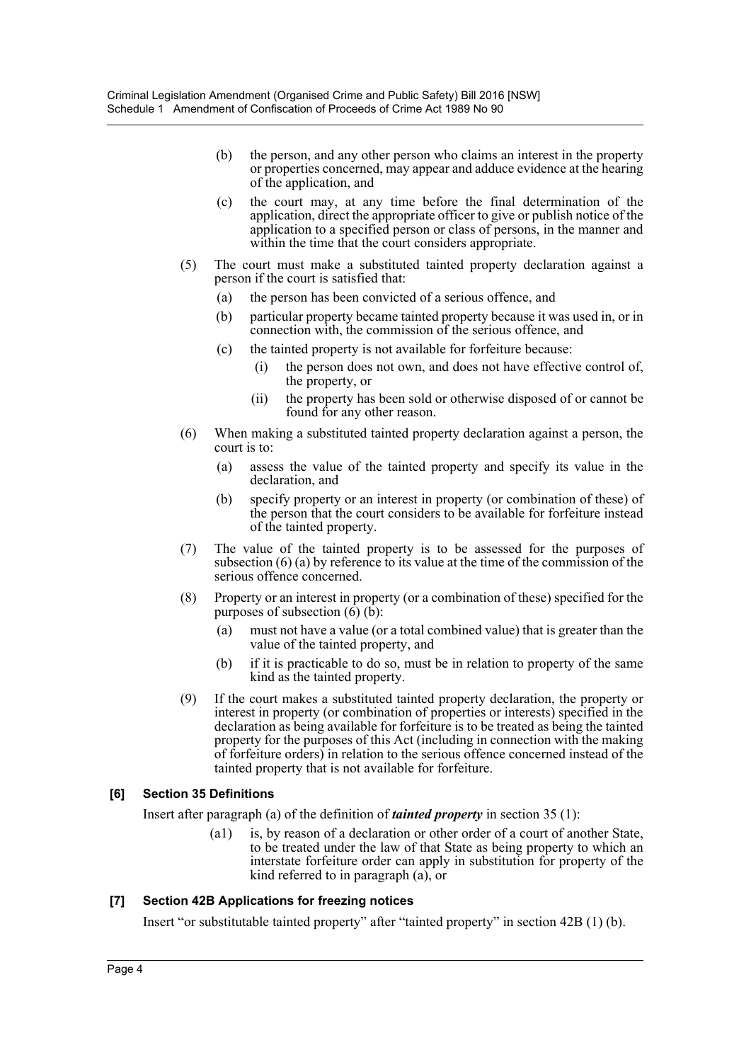(b) the person, and any other person who claims an interest in the property or properties concerned, may appear and adduce evidence at the hearing of the application, and

(c) the court may, at any time before the final determination of the application, direct the appropriate officer to give or publish notice of the application to a specified person or class of persons, in the manner and within the time that the court considers appropriate.

(5) The court must make a substituted tainted property declaration against a person if the court is satisfied that:

(a) the person has been convicted of a serious offence, and

(b) particular property became tainted property because it was used in, or in connection with, the commission of the serious offence, and

(c) the tainted property is not available for forfeiture because:

(i) the person does not own, and does not have effective control of, the property, or

(ii) the property has been sold or otherwise disposed of or cannot be found for any other reason.

(6) When making a substituted tainted property declaration against a person, the court is to:

(a) assess the value of the tainted property and specify its value in the declaration, and

(b) specify property or an interest in property (or combination of these) of the person that the court considers to be available for forfeiture instead of the tainted property.

(7) The value of the tainted property is to be assessed for the purposes of subsection (6) (a) by reference to its value at the time of the commission of the serious offence concerned.

(8) Property or an interest in property (or a combination of these) specified for the purposes of subsection (6) (b):

(a) must not have a value (or a total combined value) that is greater than the value of the tainted property, and

(b) if it is practicable to do so, must be in relation to property of the same kind as the tainted property.

(9) If the court makes a substituted tainted property declaration, the property or interest in property (or combination of properties or interests) specified in the declaration as being available for forfeiture is to be treated as being the tainted property for the purposes of this Act (including in connection with the making of forfeiture orders) in relation to the serious offence concerned instead of the tainted property that is not available for forfeiture.

### [6] Section 35 Definitions

Insert after paragraph (a) of the definition of ***tainted property*** in section 35 (1):

(a1) is, by reason of a declaration or other order of a court of another State, to be treated under the law of that State as being property to which an interstate forfeiture order can apply in substitution for property of the kind referred to in paragraph (a), or

### [7] Section 42B Applications for freezing notices

Insert "or substitutable tainted property" after "tainted property" in section 42B (1) (b).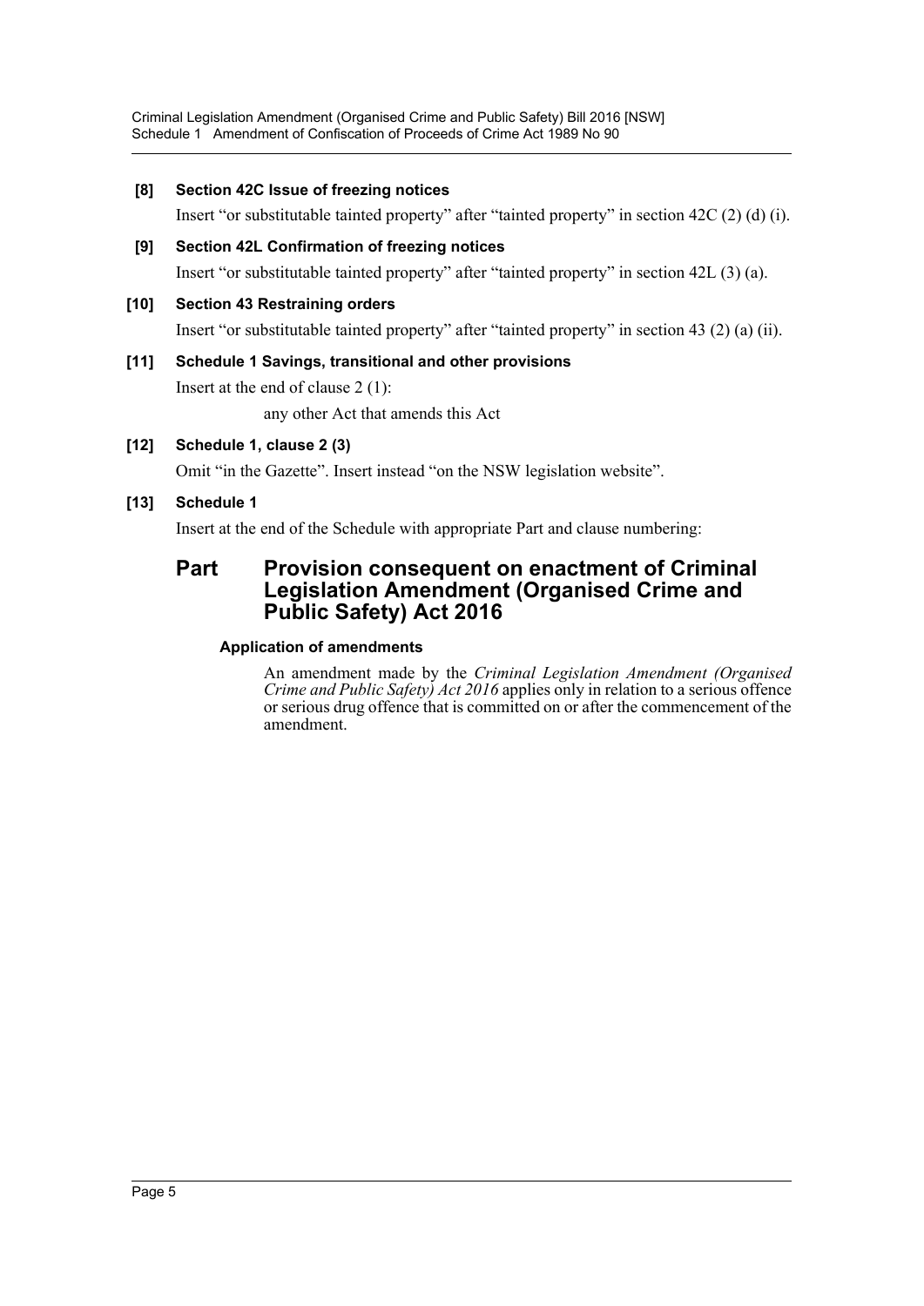**[8] Section 42C Issue of freezing notices**

Insert "or substitutable tainted property" after "tainted property" in section 42C (2) (d) (i).

**[9] Section 42L Confirmation of freezing notices**

Insert "or substitutable tainted property" after "tainted property" in section 42L (3) (a).

**[10] Section 43 Restraining orders**

Insert "or substitutable tainted property" after "tainted property" in section 43 (2) (a) (ii).

**[11] Schedule 1 Savings, transitional and other provisions**

Insert at the end of clause 2 (1):

any other Act that amends this Act

**[12] Schedule 1, clause 2 (3)**

Omit "in the Gazette". Insert instead "on the NSW legislation website".

**[13] Schedule 1**

Insert at the end of the Schedule with appropriate Part and clause numbering:

## Part Provision consequent on enactment of Criminal Legislation Amendment (Organised Crime and Public Safety) Act 2016

### Application of amendments

An amendment made by the *Criminal Legislation Amendment (Organised Crime and Public Safety) Act 2016* applies only in relation to a serious offence or serious drug offence that is committed on or after the commencement of the amendment.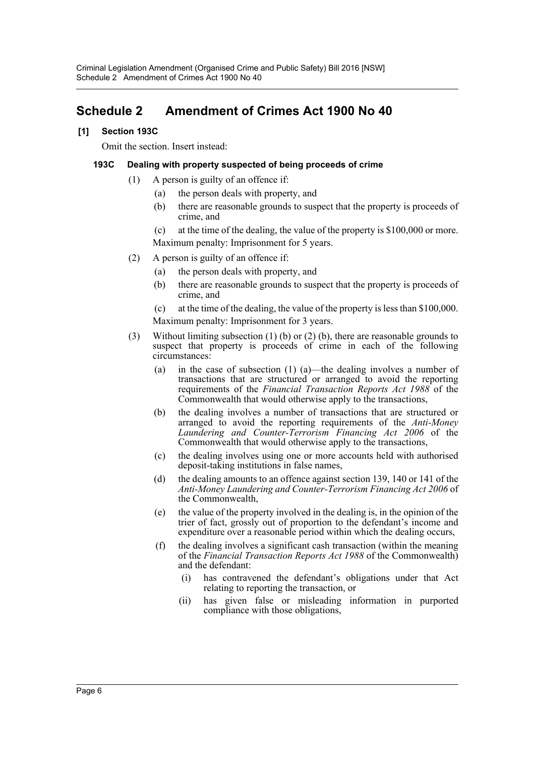# Schedule 2 Amendment of Crimes Act 1900 No 40

**[1] Section 193C**

Omit the section. Insert instead:

**193C Dealing with property suspected of being proceeds of crime**

(1) A person is guilty of an offence if:

(a) the person deals with property, and

(b) there are reasonable grounds to suspect that the property is proceeds of crime, and

(c) at the time of the dealing, the value of the property is $100,000 or more.

Maximum penalty: Imprisonment for 5 years.

(2) A person is guilty of an offence if:

(a) the person deals with property, and

(b) there are reasonable grounds to suspect that the property is proceeds of crime, and

(c) at the time of the dealing, the value of the property is less than $100,000.

Maximum penalty: Imprisonment for 3 years.

(3) Without limiting subsection (1) (b) or (2) (b), there are reasonable grounds to suspect that property is proceeds of crime in each of the following circumstances:

(a) in the case of subsection (1) (a)—the dealing involves a number of transactions that are structured or arranged to avoid the reporting requirements of the *Financial Transaction Reports Act 1988* of the Commonwealth that would otherwise apply to the transactions,

(b) the dealing involves a number of transactions that are structured or arranged to avoid the reporting requirements of the *Anti-Money Laundering and Counter-Terrorism Financing Act 2006* of the Commonwealth that would otherwise apply to the transactions,

(c) the dealing involves using one or more accounts held with authorised deposit-taking institutions in false names,

(d) the dealing amounts to an offence against section 139, 140 or 141 of the *Anti-Money Laundering and Counter-Terrorism Financing Act 2006* of the Commonwealth,

(e) the value of the property involved in the dealing is, in the opinion of the trier of fact, grossly out of proportion to the defendant's income and expenditure over a reasonable period within which the dealing occurs,

(f) the dealing involves a significant cash transaction (within the meaning of the *Financial Transaction Reports Act 1988* of the Commonwealth) and the defendant:

(i) has contravened the defendant's obligations under that Act relating to reporting the transaction, or

(ii) has given false or misleading information in purported compliance with those obligations,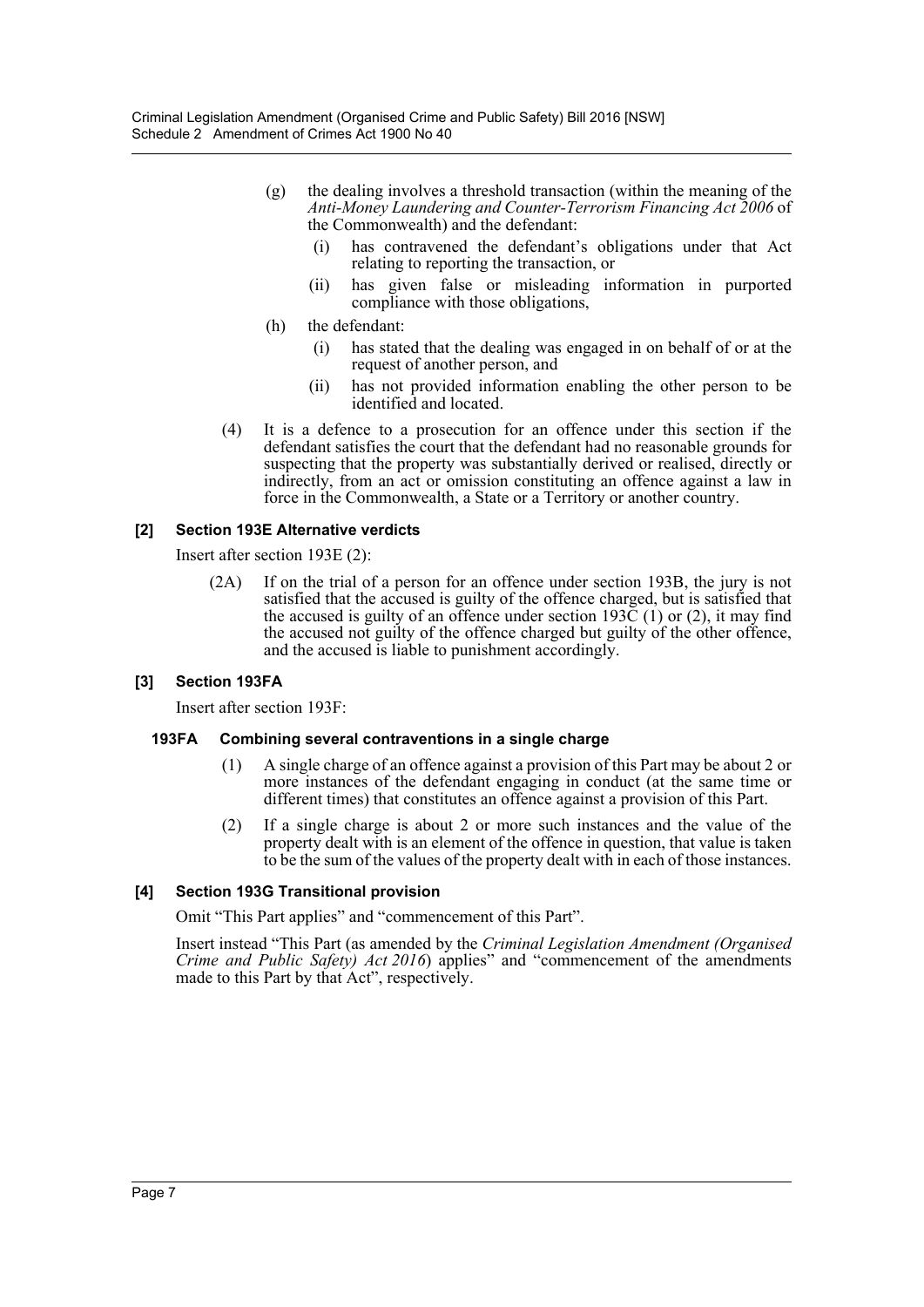(g) the dealing involves a threshold transaction (within the meaning of the *Anti-Money Laundering and Counter-Terrorism Financing Act 2006* of the Commonwealth) and the defendant:

  (i) has contravened the defendant's obligations under that Act relating to reporting the transaction, or

  (ii) has given false or misleading information in purported compliance with those obligations,

(h) the defendant:

  (i) has stated that the dealing was engaged in on behalf of or at the request of another person, and

  (ii) has not provided information enabling the other person to be identified and located.

(4) It is a defence to a prosecution for an offence under this section if the defendant satisfies the court that the defendant had no reasonable grounds for suspecting that the property was substantially derived or realised, directly or indirectly, from an act or omission constituting an offence against a law in force in the Commonwealth, a State or a Territory or another country.

### [2] Section 193E Alternative verdicts

Insert after section 193E (2):

(2A) If on the trial of a person for an offence under section 193B, the jury is not satisfied that the accused is guilty of the offence charged, but is satisfied that the accused is guilty of an offence under section 193C (1) or (2), it may find the accused not guilty of the offence charged but guilty of the other offence, and the accused is liable to punishment accordingly.

### [3] Section 193FA

Insert after section 193F:

#### 193FA Combining several contraventions in a single charge

(1) A single charge of an offence against a provision of this Part may be about 2 or more instances of the defendant engaging in conduct (at the same time or different times) that constitutes an offence against a provision of this Part.

(2) If a single charge is about 2 or more such instances and the value of the property dealt with is an element of the offence in question, that value is taken to be the sum of the values of the property dealt with in each of those instances.

### [4] Section 193G Transitional provision

Omit "This Part applies" and "commencement of this Part".

Insert instead "This Part (as amended by the *Criminal Legislation Amendment (Organised Crime and Public Safety) Act 2016*) applies" and "commencement of the amendments made to this Part by that Act", respectively.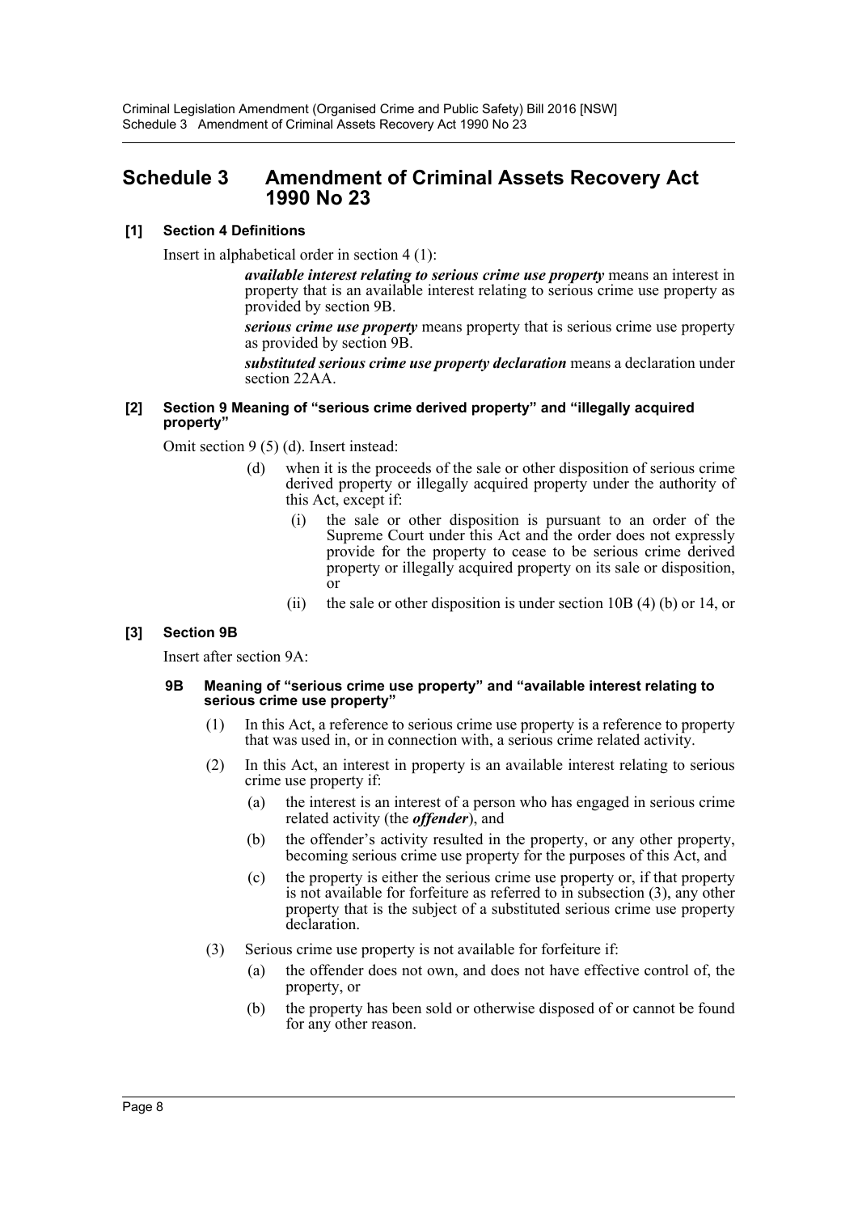## Schedule 3 Amendment of Criminal Assets Recovery Act 1990 No 23

### [1] Section 4 Definitions

Insert in alphabetical order in section 4 (1):

> ***available interest relating to serious crime use property*** means an interest in property that is an available interest relating to serious crime use property as provided by section 9B.
>
> ***serious crime use property*** means property that is serious crime use property as provided by section 9B.
>
> ***substituted serious crime use property declaration*** means a declaration under section 22AA.

### [2] Section 9 Meaning of "serious crime derived property" and "illegally acquired property"

Omit section 9 (5) (d). Insert instead:

> (d) when it is the proceeds of the sale or other disposition of serious crime derived property or illegally acquired property under the authority of this Act, except if:
>
> (i) the sale or other disposition is pursuant to an order of the Supreme Court under this Act and the order does not expressly provide for the property to cease to be serious crime derived property or illegally acquired property on its sale or disposition, or
>
> (ii) the sale or other disposition is under section 10B (4) (b) or 14, or

### [3] Section 9B

Insert after section 9A:

#### 9B Meaning of "serious crime use property" and "available interest relating to serious crime use property"

(1) In this Act, a reference to serious crime use property is a reference to property that was used in, or in connection with, a serious crime related activity.

(2) In this Act, an interest in property is an available interest relating to serious crime use property if:

(a) the interest is an interest of a person who has engaged in serious crime related activity (the ***offender***), and

(b) the offender's activity resulted in the property, or any other property, becoming serious crime use property for the purposes of this Act, and

(c) the property is either the serious crime use property or, if that property is not available for forfeiture as referred to in subsection (3), any other property that is the subject of a substituted serious crime use property declaration.

(3) Serious crime use property is not available for forfeiture if:

(a) the offender does not own, and does not have effective control of, the property, or

(b) the property has been sold or otherwise disposed of or cannot be found for any other reason.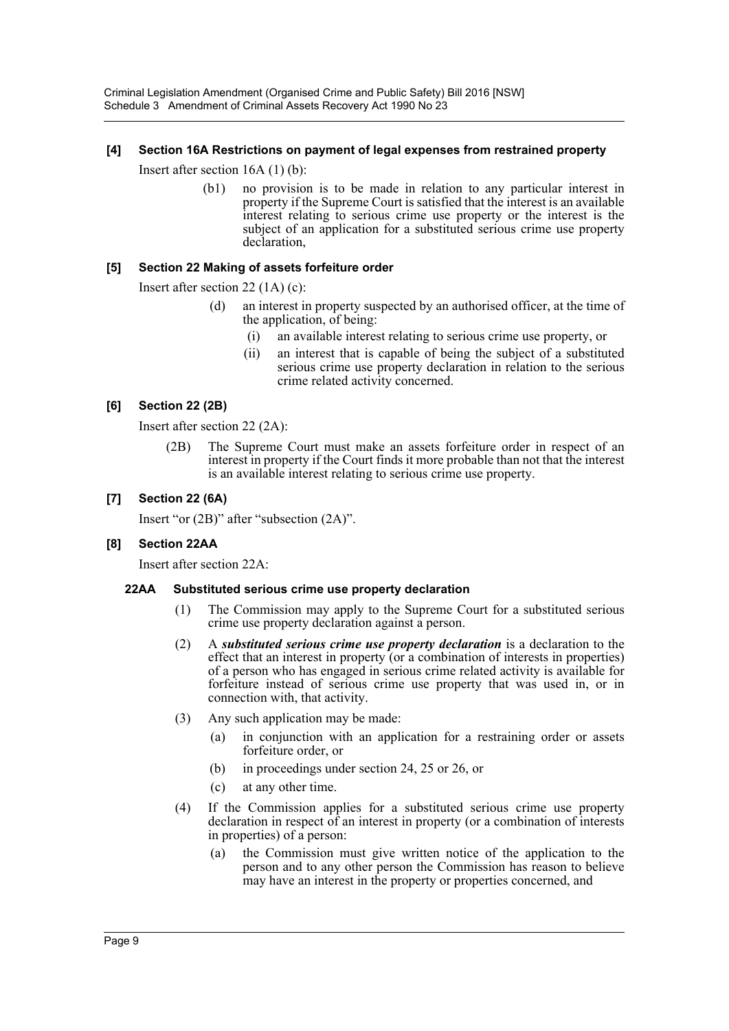#### [4] Section 16A Restrictions on payment of legal expenses from restrained property

Insert after section 16A (1) (b):

> (b1) no provision is to be made in relation to any particular interest in property if the Supreme Court is satisfied that the interest is an available interest relating to serious crime use property or the interest is the subject of an application for a substituted serious crime use property declaration,

#### [5] Section 22 Making of assets forfeiture order

Insert after section 22 (1A) (c):

> (d) an interest in property suspected by an authorised officer, at the time of the application, of being:
>
> (i) an available interest relating to serious crime use property, or
>
> (ii) an interest that is capable of being the subject of a substituted serious crime use property declaration in relation to the serious crime related activity concerned.

#### [6] Section 22 (2B)

Insert after section 22 (2A):

> (2B) The Supreme Court must make an assets forfeiture order in respect of an interest in property if the Court finds it more probable than not that the interest is an available interest relating to serious crime use property.

#### [7] Section 22 (6A)

Insert "or (2B)" after "subsection (2A)".

#### [8] Section 22AA

Insert after section 22A:

**22AA Substituted serious crime use property declaration**

(1) The Commission may apply to the Supreme Court for a substituted serious crime use property declaration against a person.

(2) A ***substituted serious crime use property declaration*** is a declaration to the effect that an interest in property (or a combination of interests in properties) of a person who has engaged in serious crime related activity is available for forfeiture instead of serious crime use property that was used in, or in connection with, that activity.

(3) Any such application may be made:

(a) in conjunction with an application for a restraining order or assets forfeiture order, or

(b) in proceedings under section 24, 25 or 26, or

(c) at any other time.

(4) If the Commission applies for a substituted serious crime use property declaration in respect of an interest in property (or a combination of interests in properties) of a person:

(a) the Commission must give written notice of the application to the person and to any other person the Commission has reason to believe may have an interest in the property or properties concerned, and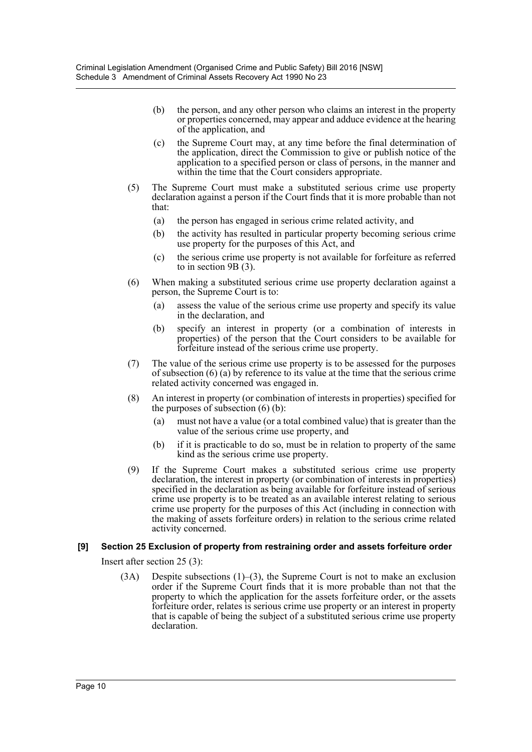(b) the person, and any other person who claims an interest in the property or properties concerned, may appear and adduce evidence at the hearing of the application, and

(c) the Supreme Court may, at any time before the final determination of the application, direct the Commission to give or publish notice of the application to a specified person or class of persons, in the manner and within the time that the Court considers appropriate.

(5) The Supreme Court must make a substituted serious crime use property declaration against a person if the Court finds that it is more probable than not that:

(a) the person has engaged in serious crime related activity, and

(b) the activity has resulted in particular property becoming serious crime use property for the purposes of this Act, and

(c) the serious crime use property is not available for forfeiture as referred to in section 9B (3).

(6) When making a substituted serious crime use property declaration against a person, the Supreme Court is to:

(a) assess the value of the serious crime use property and specify its value in the declaration, and

(b) specify an interest in property (or a combination of interests in properties) of the person that the Court considers to be available for forfeiture instead of the serious crime use property.

(7) The value of the serious crime use property is to be assessed for the purposes of subsection (6) (a) by reference to its value at the time that the serious crime related activity concerned was engaged in.

(8) An interest in property (or combination of interests in properties) specified for the purposes of subsection (6) (b):

(a) must not have a value (or a total combined value) that is greater than the value of the serious crime use property, and

(b) if it is practicable to do so, must be in relation to property of the same kind as the serious crime use property.

(9) If the Supreme Court makes a substituted serious crime use property declaration, the interest in property (or combination of interests in properties) specified in the declaration as being available for forfeiture instead of serious crime use property is to be treated as an available interest relating to serious crime use property for the purposes of this Act (including in connection with the making of assets forfeiture orders) in relation to the serious crime related activity concerned.

**[9] Section 25 Exclusion of property from restraining order and assets forfeiture order**

Insert after section 25 (3):

(3A) Despite subsections (1)–(3), the Supreme Court is not to make an exclusion order if the Supreme Court finds that it is more probable than not that the property to which the application for the assets forfeiture order, or the assets forfeiture order, relates is serious crime use property or an interest in property that is capable of being the subject of a substituted serious crime use property declaration.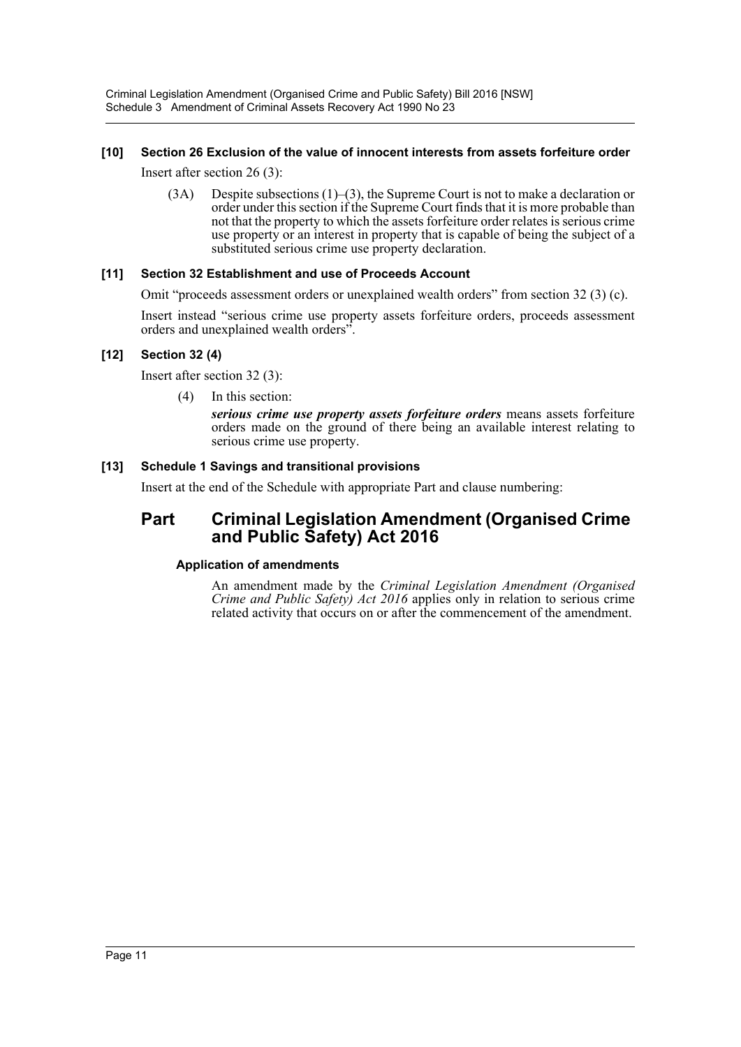**[10] Section 26 Exclusion of the value of innocent interests from assets forfeiture order**

Insert after section 26 (3):

(3A) Despite subsections (1)–(3), the Supreme Court is not to make a declaration or order under this section if the Supreme Court finds that it is more probable than not that the property to which the assets forfeiture order relates is serious crime use property or an interest in property that is capable of being the subject of a substituted serious crime use property declaration.

**[11] Section 32 Establishment and use of Proceeds Account**

Omit "proceeds assessment orders or unexplained wealth orders" from section 32 (3) (c).

Insert instead "serious crime use property assets forfeiture orders, proceeds assessment orders and unexplained wealth orders".

**[12] Section 32 (4)**

Insert after section 32 (3):

(4) In this section:

***serious crime use property assets forfeiture orders*** means assets forfeiture orders made on the ground of there being an available interest relating to serious crime use property.

**[13] Schedule 1 Savings and transitional provisions**

Insert at the end of the Schedule with appropriate Part and clause numbering:

## Part Criminal Legislation Amendment (Organised Crime and Public Safety) Act 2016

**Application of amendments**

An amendment made by the *Criminal Legislation Amendment (Organised Crime and Public Safety) Act 2016* applies only in relation to serious crime related activity that occurs on or after the commencement of the amendment.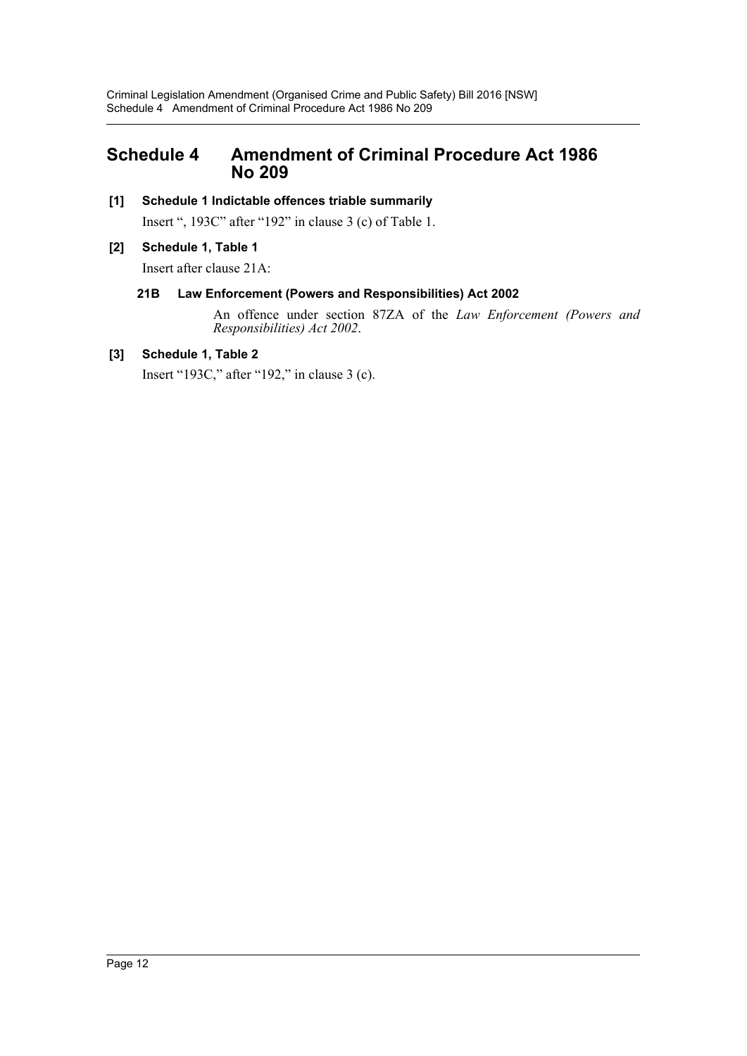## Schedule 4 Amendment of Criminal Procedure Act 1986 No 209

**[1] Schedule 1 Indictable offences triable summarily**

Insert ", 193C" after "192" in clause 3 (c) of Table 1.

**[2] Schedule 1, Table 1**

Insert after clause 21A:

**21B Law Enforcement (Powers and Responsibilities) Act 2002**

An offence under section 87ZA of the *Law Enforcement (Powers and Responsibilities) Act 2002*.

**[3] Schedule 1, Table 2**

Insert "193C," after "192," in clause 3 (c).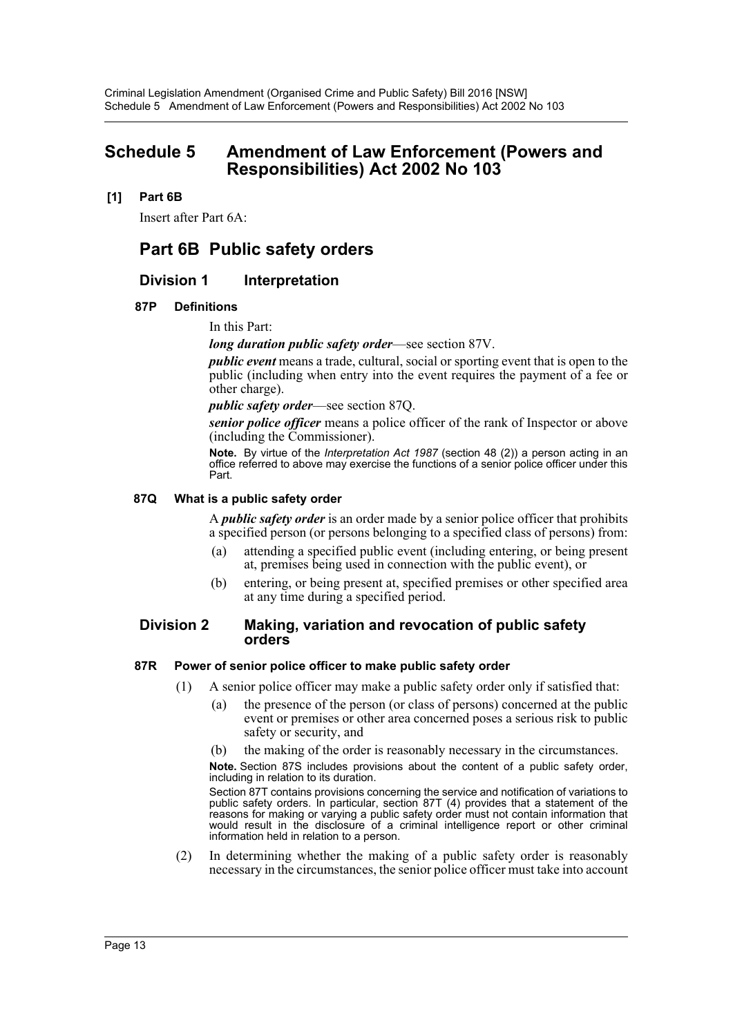# Schedule 5 Amendment of Law Enforcement (Powers and Responsibilities) Act 2002 No 103

**[1] Part 6B**

Insert after Part 6A:

## Part 6B Public safety orders

### Division 1 Interpretation

**87P Definitions**

In this Part:

***long duration public safety order***—see section 87V.

***public event*** means a trade, cultural, social or sporting event that is open to the public (including when entry into the event requires the payment of a fee or other charge).

***public safety order***—see section 87Q.

***senior police officer*** means a police officer of the rank of Inspector or above (including the Commissioner).

**Note.** By virtue of the *Interpretation Act 1987* (section 48 (2)) a person acting in an office referred to above may exercise the functions of a senior police officer under this Part.

**87Q What is a public safety order**

A ***public safety order*** is an order made by a senior police officer that prohibits a specified person (or persons belonging to a specified class of persons) from:

(a) attending a specified public event (including entering, or being present at, premises being used in connection with the public event), or

(b) entering, or being present at, specified premises or other specified area at any time during a specified period.

### Division 2 Making, variation and revocation of public safety orders

**87R Power of senior police officer to make public safety order**

(1) A senior police officer may make a public safety order only if satisfied that:

(a) the presence of the person (or class of persons) concerned at the public event or premises or other area concerned poses a serious risk to public safety or security, and

(b) the making of the order is reasonably necessary in the circumstances.

**Note.** Section 87S includes provisions about the content of a public safety order, including in relation to its duration.

Section 87T contains provisions concerning the service and notification of variations to public safety orders. In particular, section 87T (4) provides that a statement of the reasons for making or varying a public safety order must not contain information that would result in the disclosure of a criminal intelligence report or other criminal information held in relation to a person.

(2) In determining whether the making of a public safety order is reasonably necessary in the circumstances, the senior police officer must take into account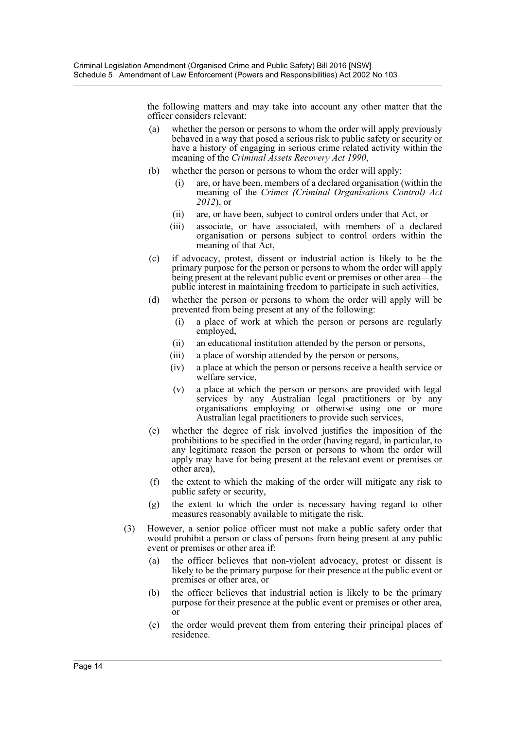the following matters and may take into account any other matter that the officer considers relevant:

(a) whether the person or persons to whom the order will apply previously behaved in a way that posed a serious risk to public safety or security or have a history of engaging in serious crime related activity within the meaning of the *Criminal Assets Recovery Act 1990*,

(b) whether the person or persons to whom the order will apply:

  (i) are, or have been, members of a declared organisation (within the meaning of the *Crimes (Criminal Organisations Control) Act 2012*), or

  (ii) are, or have been, subject to control orders under that Act, or

  (iii) associate, or have associated, with members of a declared organisation or persons subject to control orders within the meaning of that Act,

(c) if advocacy, protest, dissent or industrial action is likely to be the primary purpose for the person or persons to whom the order will apply being present at the relevant public event or premises or other area—the public interest in maintaining freedom to participate in such activities,

(d) whether the person or persons to whom the order will apply will be prevented from being present at any of the following:

  (i) a place of work at which the person or persons are regularly employed,

  (ii) an educational institution attended by the person or persons,

  (iii) a place of worship attended by the person or persons,

  (iv) a place at which the person or persons receive a health service or welfare service,

  (v) a place at which the person or persons are provided with legal services by any Australian legal practitioners or by any organisations employing or otherwise using one or more Australian legal practitioners to provide such services,

(e) whether the degree of risk involved justifies the imposition of the prohibitions to be specified in the order (having regard, in particular, to any legitimate reason the person or persons to whom the order will apply may have for being present at the relevant event or premises or other area),

(f) the extent to which the making of the order will mitigate any risk to public safety or security,

(g) the extent to which the order is necessary having regard to other measures reasonably available to mitigate the risk.

(3) However, a senior police officer must not make a public safety order that would prohibit a person or class of persons from being present at any public event or premises or other area if:

(a) the officer believes that non-violent advocacy, protest or dissent is likely to be the primary purpose for their presence at the public event or premises or other area, or

(b) the officer believes that industrial action is likely to be the primary purpose for their presence at the public event or premises or other area, or

(c) the order would prevent them from entering their principal places of residence.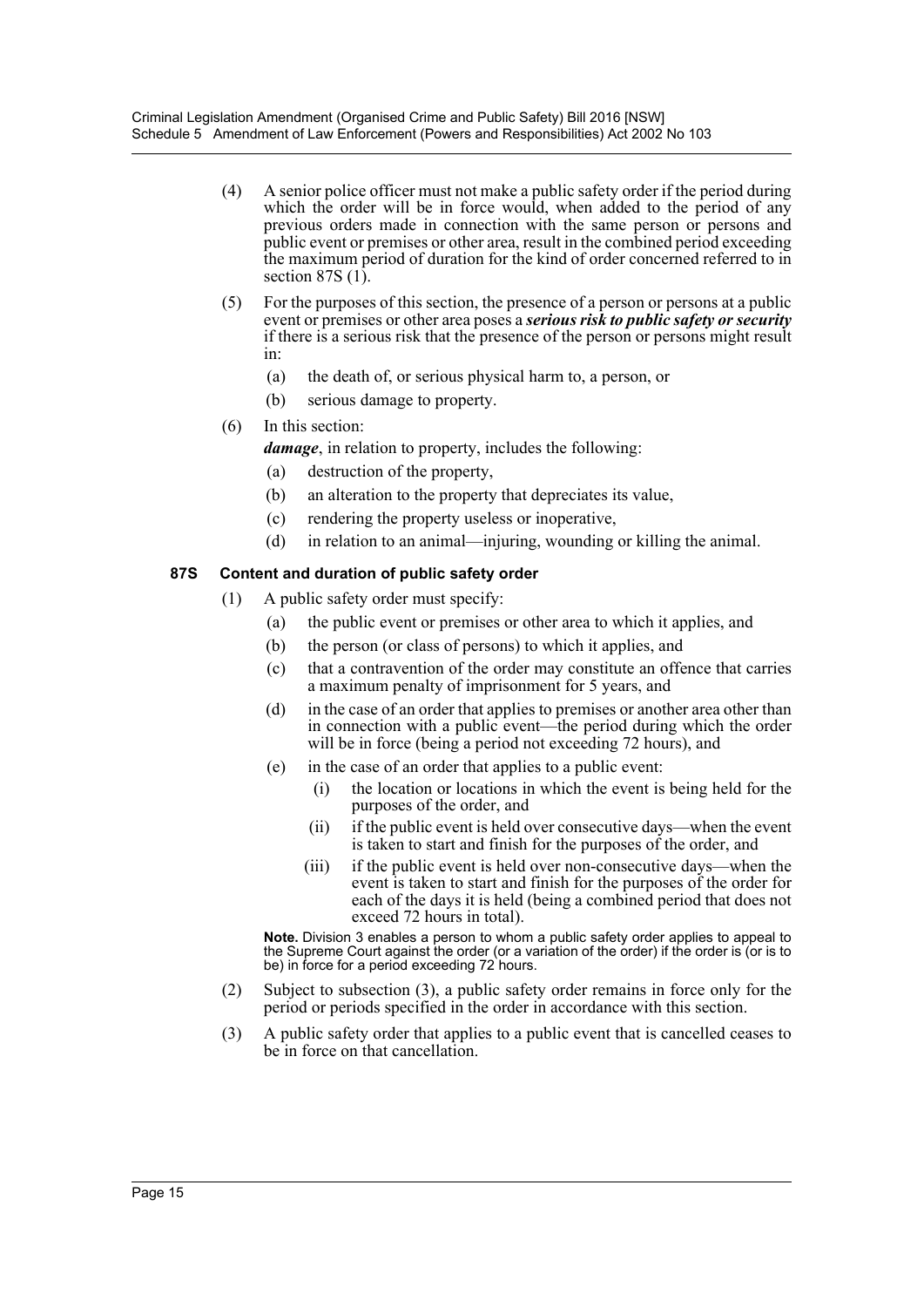(4) A senior police officer must not make a public safety order if the period during which the order will be in force would, when added to the period of any previous orders made in connection with the same person or persons and public event or premises or other area, result in the combined period exceeding the maximum period of duration for the kind of order concerned referred to in section 87S (1).

(5) For the purposes of this section, the presence of a person or persons at a public event or premises or other area poses a ***serious risk to public safety or security*** if there is a serious risk that the presence of the person or persons might result in:

- (a) the death of, or serious physical harm to, a person, or
- (b) serious damage to property.

(6) In this section:

***damage***, in relation to property, includes the following:

- (a) destruction of the property,
- (b) an alteration to the property that depreciates its value,
- (c) rendering the property useless or inoperative,
- (d) in relation to an animal—injuring, wounding or killing the animal.

### 87S Content and duration of public safety order

(1) A public safety order must specify:

- (a) the public event or premises or other area to which it applies, and
- (b) the person (or class of persons) to which it applies, and
- (c) that a contravention of the order may constitute an offence that carries a maximum penalty of imprisonment for 5 years, and
- (d) in the case of an order that applies to premises or another area other than in connection with a public event—the period during which the order will be in force (being a period not exceeding 72 hours), and
- (e) in the case of an order that applies to a public event:
  - (i) the location or locations in which the event is being held for the purposes of the order, and
  - (ii) if the public event is held over consecutive days—when the event is taken to start and finish for the purposes of the order, and
  - (iii) if the public event is held over non-consecutive days—when the event is taken to start and finish for the purposes of the order for each of the days it is held (being a combined period that does not exceed 72 hours in total).

**Note.** Division 3 enables a person to whom a public safety order applies to appeal to the Supreme Court against the order (or a variation of the order) if the order is (or is to be) in force for a period exceeding 72 hours.

(2) Subject to subsection (3), a public safety order remains in force only for the period or periods specified in the order in accordance with this section.

(3) A public safety order that applies to a public event that is cancelled ceases to be in force on that cancellation.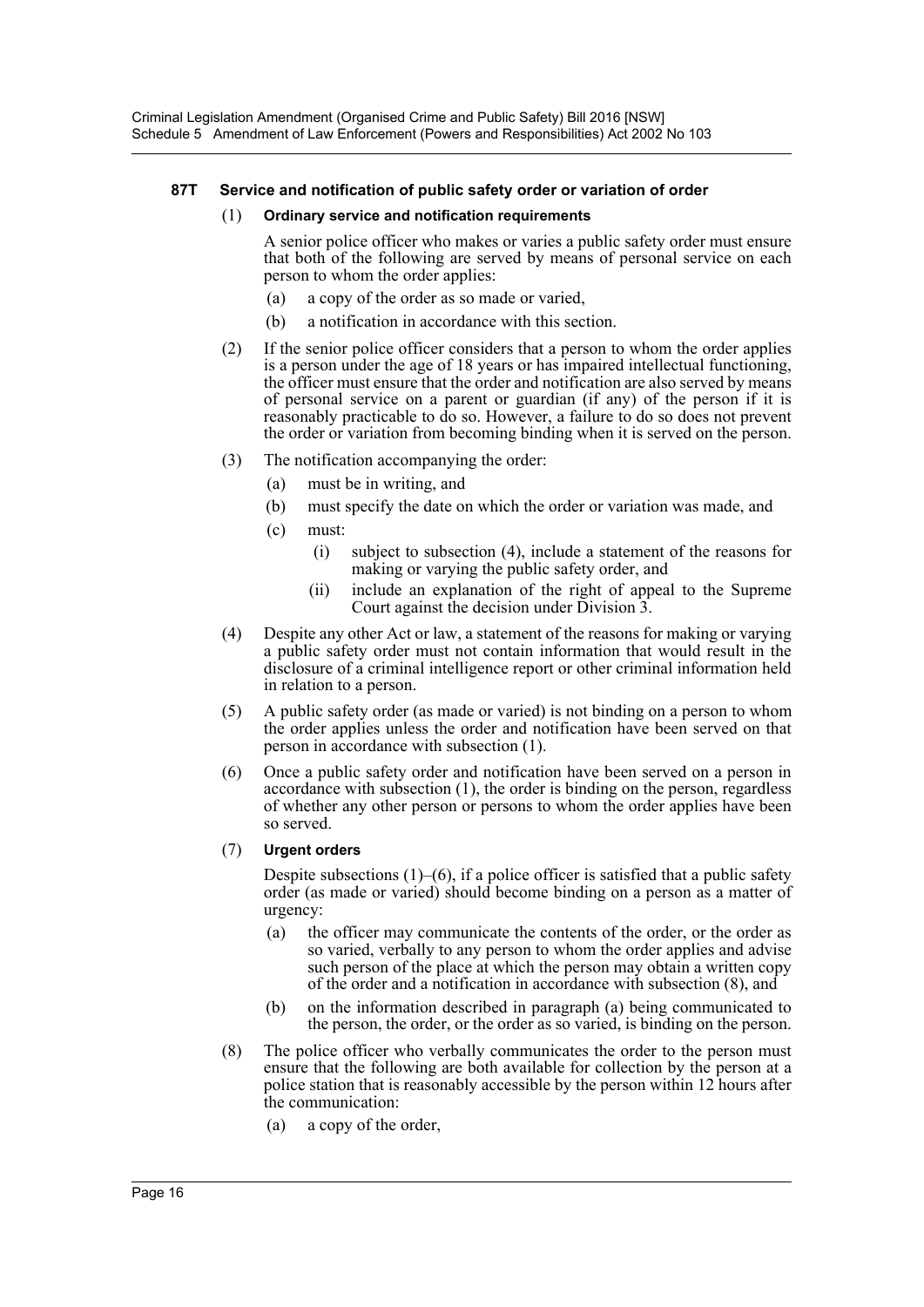### 87T Service and notification of public safety order or variation of order

(1) **Ordinary service and notification requirements**

A senior police officer who makes or varies a public safety order must ensure that both of the following are served by means of personal service on each person to whom the order applies:

(a) a copy of the order as so made or varied,

(b) a notification in accordance with this section.

(2) If the senior police officer considers that a person to whom the order applies is a person under the age of 18 years or has impaired intellectual functioning, the officer must ensure that the order and notification are also served by means of personal service on a parent or guardian (if any) of the person if it is reasonably practicable to do so. However, a failure to do so does not prevent the order or variation from becoming binding when it is served on the person.

(3) The notification accompanying the order:

(a) must be in writing, and

(b) must specify the date on which the order or variation was made, and

(c) must:

(i) subject to subsection (4), include a statement of the reasons for making or varying the public safety order, and

(ii) include an explanation of the right of appeal to the Supreme Court against the decision under Division 3.

(4) Despite any other Act or law, a statement of the reasons for making or varying a public safety order must not contain information that would result in the disclosure of a criminal intelligence report or other criminal information held in relation to a person.

(5) A public safety order (as made or varied) is not binding on a person to whom the order applies unless the order and notification have been served on that person in accordance with subsection (1).

(6) Once a public safety order and notification have been served on a person in accordance with subsection (1), the order is binding on the person, regardless of whether any other person or persons to whom the order applies have been so served.

(7) **Urgent orders**

Despite subsections (1)–(6), if a police officer is satisfied that a public safety order (as made or varied) should become binding on a person as a matter of urgency:

(a) the officer may communicate the contents of the order, or the order as so varied, verbally to any person to whom the order applies and advise such person of the place at which the person may obtain a written copy of the order and a notification in accordance with subsection (8), and

(b) on the information described in paragraph (a) being communicated to the person, the order, or the order as so varied, is binding on the person.

(8) The police officer who verbally communicates the order to the person must ensure that the following are both available for collection by the person at a police station that is reasonably accessible by the person within 12 hours after the communication:

(a) a copy of the order,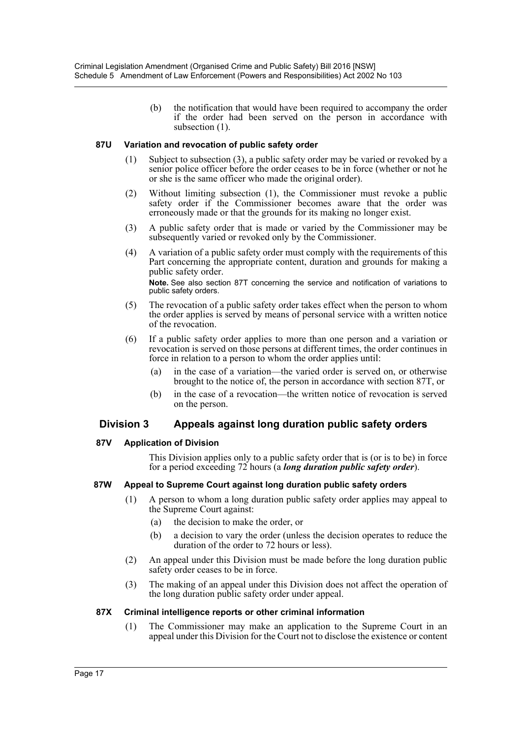(b) the notification that would have been required to accompany the order if the order had been served on the person in accordance with subsection (1).

#### 87U Variation and revocation of public safety order

(1) Subject to subsection (3), a public safety order may be varied or revoked by a senior police officer before the order ceases to be in force (whether or not he or she is the same officer who made the original order).

(2) Without limiting subsection (1), the Commissioner must revoke a public safety order if the Commissioner becomes aware that the order was erroneously made or that the grounds for its making no longer exist.

(3) A public safety order that is made or varied by the Commissioner may be subsequently varied or revoked only by the Commissioner.

(4) A variation of a public safety order must comply with the requirements of this Part concerning the appropriate content, duration and grounds for making a public safety order.

**Note.** See also section 87T concerning the service and notification of variations to public safety orders.

(5) The revocation of a public safety order takes effect when the person to whom the order applies is served by means of personal service with a written notice of the revocation.

(6) If a public safety order applies to more than one person and a variation or revocation is served on those persons at different times, the order continues in force in relation to a person to whom the order applies until:

(a) in the case of a variation—the varied order is served on, or otherwise brought to the notice of, the person in accordance with section 87T, or

(b) in the case of a revocation—the written notice of revocation is served on the person.

### Division 3 Appeals against long duration public safety orders

#### 87V Application of Division

This Division applies only to a public safety order that is (or is to be) in force for a period exceeding 72 hours (a ***long duration public safety order***).

#### 87W Appeal to Supreme Court against long duration public safety orders

(1) A person to whom a long duration public safety order applies may appeal to the Supreme Court against:

(a) the decision to make the order, or

(b) a decision to vary the order (unless the decision operates to reduce the duration of the order to 72 hours or less).

(2) An appeal under this Division must be made before the long duration public safety order ceases to be in force.

(3) The making of an appeal under this Division does not affect the operation of the long duration public safety order under appeal.

#### 87X Criminal intelligence reports or other criminal information

(1) The Commissioner may make an application to the Supreme Court in an appeal under this Division for the Court not to disclose the existence or content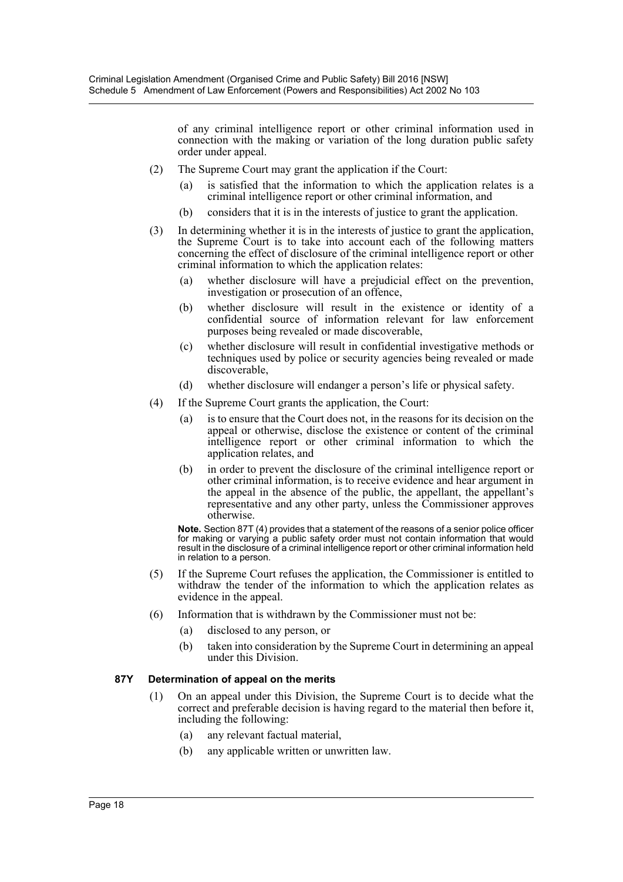of any criminal intelligence report or other criminal information used in connection with the making or variation of the long duration public safety order under appeal.

(2) The Supreme Court may grant the application if the Court:

(a) is satisfied that the information to which the application relates is a criminal intelligence report or other criminal information, and

(b) considers that it is in the interests of justice to grant the application.

(3) In determining whether it is in the interests of justice to grant the application, the Supreme Court is to take into account each of the following matters concerning the effect of disclosure of the criminal intelligence report or other criminal information to which the application relates:

(a) whether disclosure will have a prejudicial effect on the prevention, investigation or prosecution of an offence,

(b) whether disclosure will result in the existence or identity of a confidential source of information relevant for law enforcement purposes being revealed or made discoverable,

(c) whether disclosure will result in confidential investigative methods or techniques used by police or security agencies being revealed or made discoverable,

(d) whether disclosure will endanger a person's life or physical safety.

(4) If the Supreme Court grants the application, the Court:

(a) is to ensure that the Court does not, in the reasons for its decision on the appeal or otherwise, disclose the existence or content of the criminal intelligence report or other criminal information to which the application relates, and

(b) in order to prevent the disclosure of the criminal intelligence report or other criminal information, is to receive evidence and hear argument in the appeal in the absence of the public, the appellant, the appellant's representative and any other party, unless the Commissioner approves otherwise.

**Note.** Section 87T (4) provides that a statement of the reasons of a senior police officer for making or varying a public safety order must not contain information that would result in the disclosure of a criminal intelligence report or other criminal information held in relation to a person.

(5) If the Supreme Court refuses the application, the Commissioner is entitled to withdraw the tender of the information to which the application relates as evidence in the appeal.

(6) Information that is withdrawn by the Commissioner must not be:

(a) disclosed to any person, or

(b) taken into consideration by the Supreme Court in determining an appeal under this Division.

**87Y Determination of appeal on the merits**

(1) On an appeal under this Division, the Supreme Court is to decide what the correct and preferable decision is having regard to the material then before it, including the following:

(a) any relevant factual material,

(b) any applicable written or unwritten law.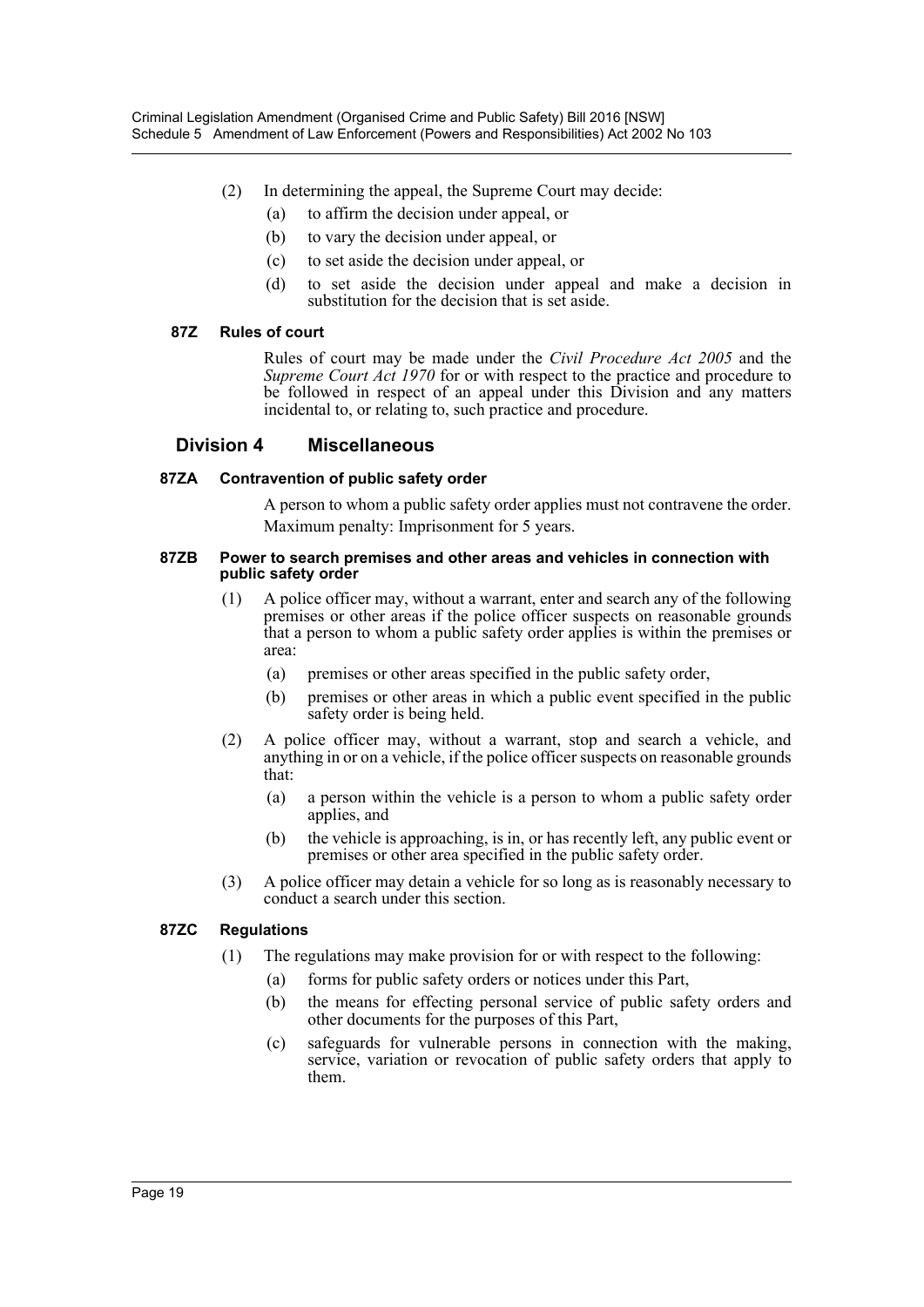(2) In determining the appeal, the Supreme Court may decide:

- (a) to affirm the decision under appeal, or
- (b) to vary the decision under appeal, or
- (c) to set aside the decision under appeal, or
- (d) to set aside the decision under appeal and make a decision in substitution for the decision that is set aside.

#### 87Z Rules of court

Rules of court may be made under the *Civil Procedure Act 2005* and the *Supreme Court Act 1970* for or with respect to the practice and procedure to be followed in respect of an appeal under this Division and any matters incidental to, or relating to, such practice and procedure.

### Division 4 Miscellaneous

#### 87ZA Contravention of public safety order

A person to whom a public safety order applies must not contravene the order.

Maximum penalty: Imprisonment for 5 years.

#### 87ZB Power to search premises and other areas and vehicles in connection with public safety order

(1) A police officer may, without a warrant, enter and search any of the following premises or other areas if the police officer suspects on reasonable grounds that a person to whom a public safety order applies is within the premises or area:

- (a) premises or other areas specified in the public safety order,
- (b) premises or other areas in which a public event specified in the public safety order is being held.

(2) A police officer may, without a warrant, stop and search a vehicle, and anything in or on a vehicle, if the police officer suspects on reasonable grounds that:

- (a) a person within the vehicle is a person to whom a public safety order applies, and
- (b) the vehicle is approaching, is in, or has recently left, any public event or premises or other area specified in the public safety order.

(3) A police officer may detain a vehicle for so long as is reasonably necessary to conduct a search under this section.

#### 87ZC Regulations

(1) The regulations may make provision for or with respect to the following:

- (a) forms for public safety orders or notices under this Part,
- (b) the means for effecting personal service of public safety orders and other documents for the purposes of this Part,
- (c) safeguards for vulnerable persons in connection with the making, service, variation or revocation of public safety orders that apply to them.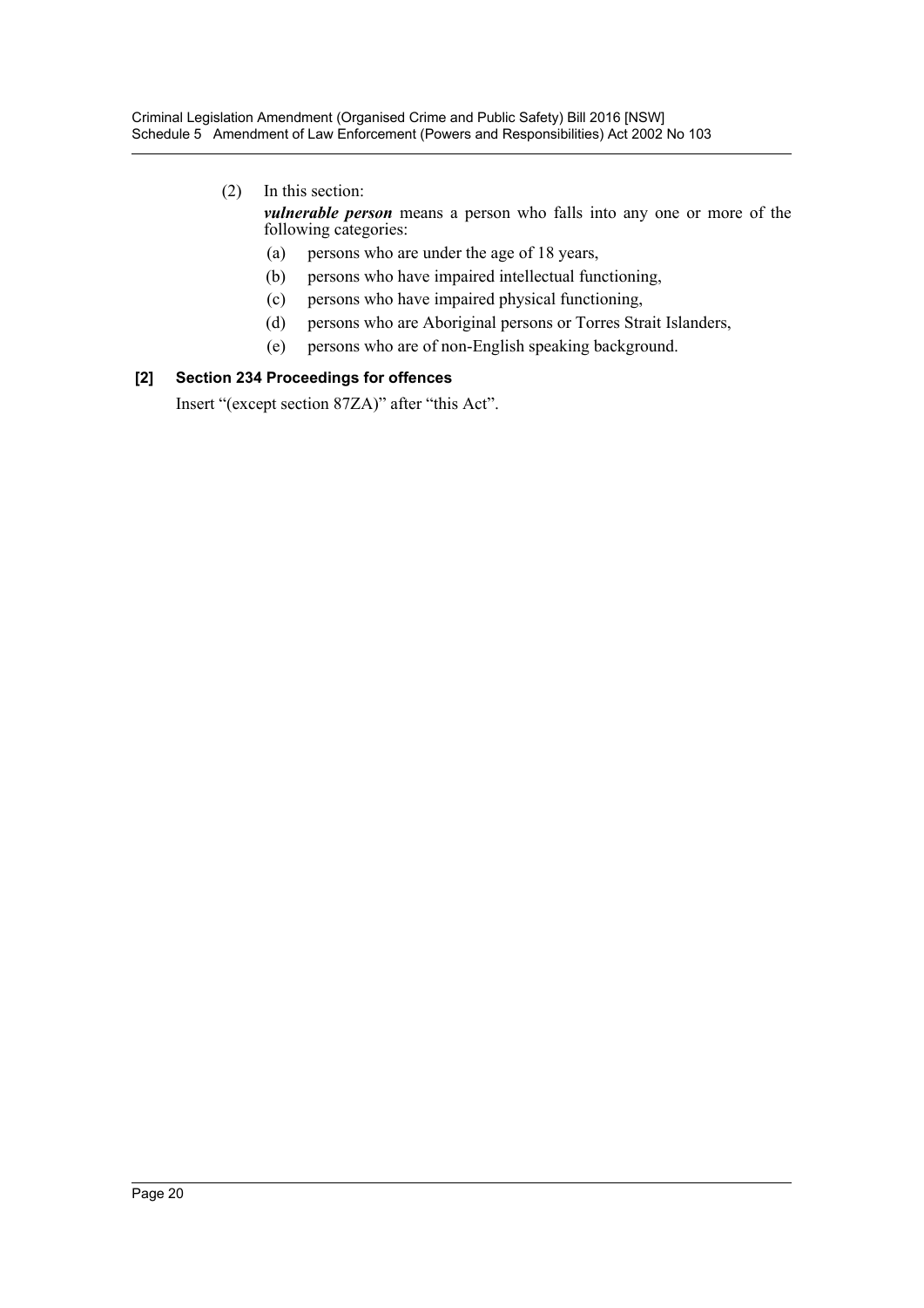(2) In this section:

***vulnerable person*** means a person who falls into any one or more of the following categories:

(a) persons who are under the age of 18 years,

(b) persons who have impaired intellectual functioning,

(c) persons who have impaired physical functioning,

(d) persons who are Aboriginal persons or Torres Strait Islanders,

(e) persons who are of non-English speaking background.

**[2] Section 234 Proceedings for offences**

Insert "(except section 87ZA)" after "this Act".